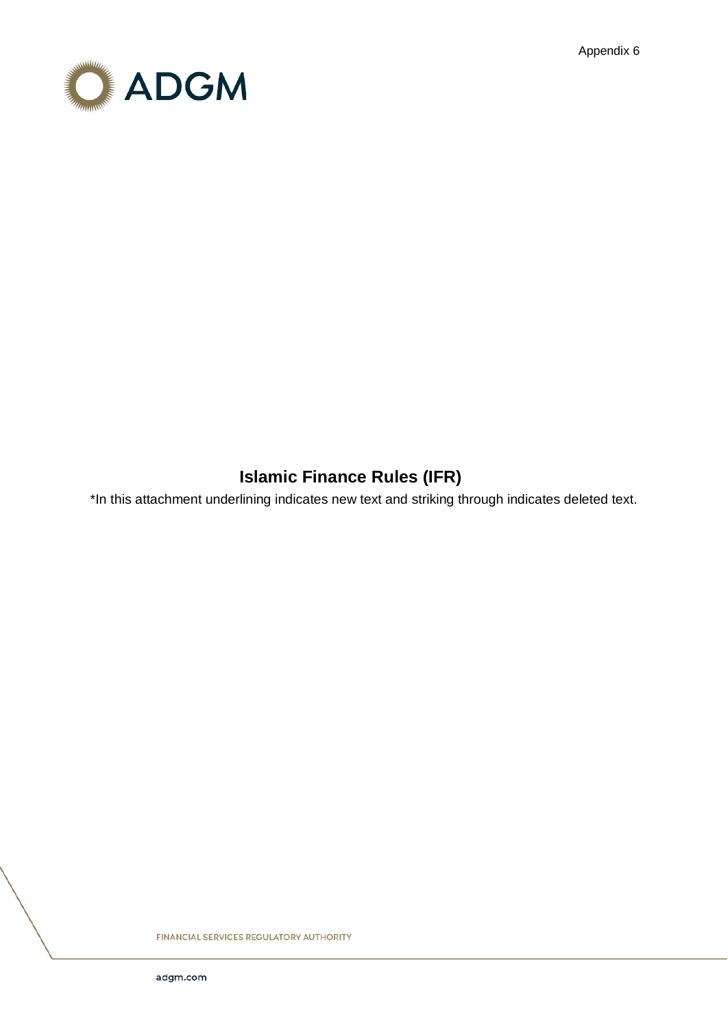Appendix 6

ADGM

# Islamic Finance Rules (IFR)

*In this attachment underlining indicates new text and striking through indicates deleted text.

FINANCIAL SERVICES REGULATORY AUTHORITY

adgm.com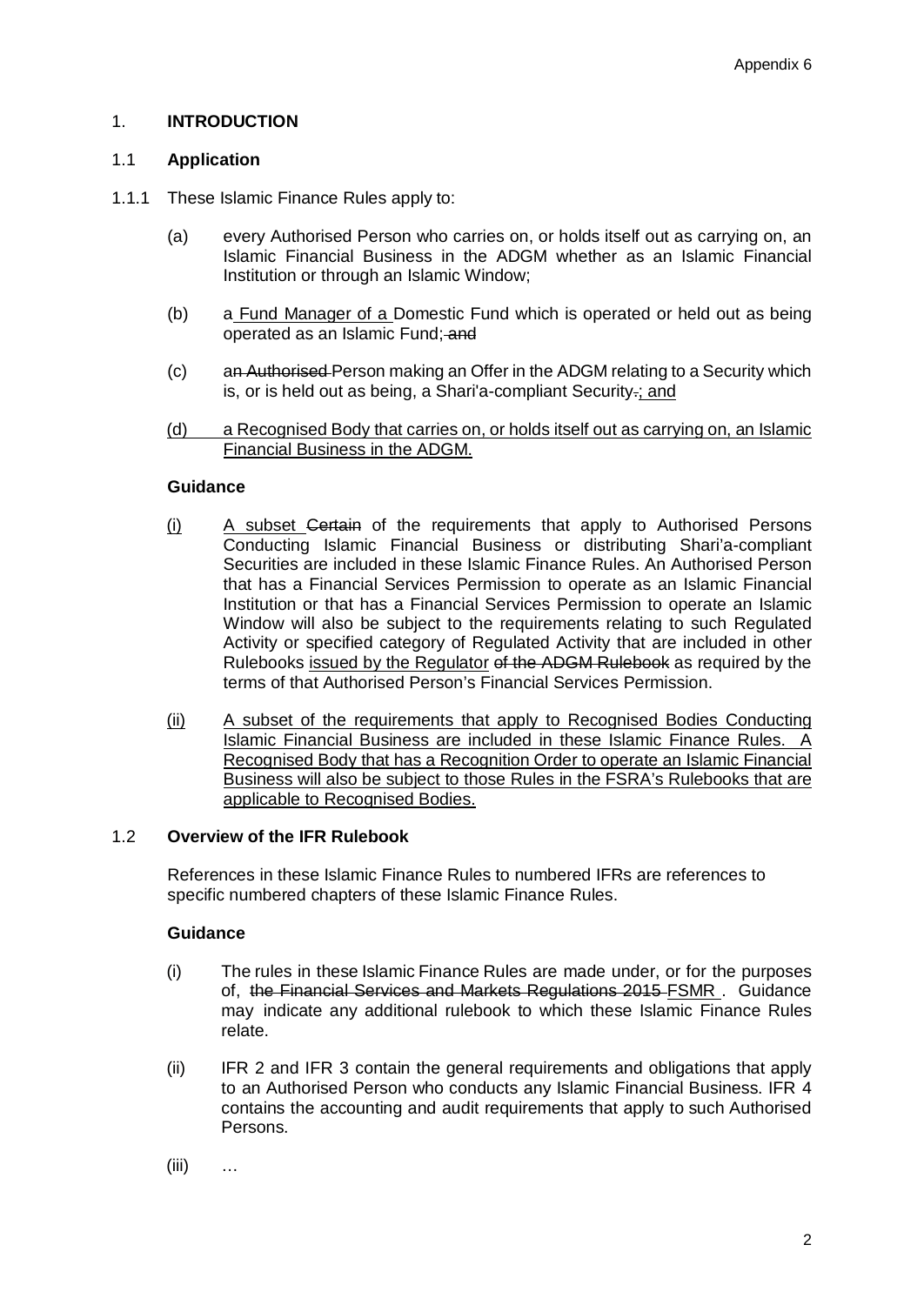## 1. INTRODUCTION

### 1.1 Application

1.1.1 These Islamic Finance Rules apply to:

(a) every Authorised Person who carries on, or holds itself out as carrying on, an Islamic Financial Business in the ADGM whether as an Islamic Financial Institution or through an Islamic Window;

(b) a Fund Manager of a Domestic Fund which is operated or held out as being operated as an Islamic Fund; ~~and~~

(c) ~~an Authorised~~ a Person making an Offer in the ADGM relating to a Security which is, or is held out as being, a Shari'a-compliant Security~~.~~; and

(d) a Recognised Body that carries on, or holds itself out as carrying on, an Islamic Financial Business in the ADGM.

**Guidance**

(i) A subset ~~Certain~~ of the requirements that apply to Authorised Persons Conducting Islamic Financial Business or distributing Shari'a-compliant Securities are included in these Islamic Finance Rules. An Authorised Person that has a Financial Services Permission to operate as an Islamic Financial Institution or that has a Financial Services Permission to operate an Islamic Window will also be subject to the requirements relating to such Regulated Activity or specified category of Regulated Activity that are included in other Rulebooks issued by the Regulator ~~of the ADGM Rulebook~~ as required by the terms of that Authorised Person's Financial Services Permission.

(ii) A subset of the requirements that apply to Recognised Bodies Conducting Islamic Financial Business are included in these Islamic Finance Rules. A Recognised Body that has a Recognition Order to operate an Islamic Financial Business will also be subject to those Rules in the FSRA's Rulebooks that are applicable to Recognised Bodies.

### 1.2 Overview of the IFR Rulebook

References in these Islamic Finance Rules to numbered IFRs are references to specific numbered chapters of these Islamic Finance Rules.

**Guidance**

(i) The rules in these Islamic Finance Rules are made under, or for the purposes of, ~~the Financial Services and Markets Regulations 2015~~ FSMR. Guidance may indicate any additional rulebook to which these Islamic Finance Rules relate.

(ii) IFR 2 and IFR 3 contain the general requirements and obligations that apply to an Authorised Person who conducts any Islamic Financial Business. IFR 4 contains the accounting and audit requirements that apply to such Authorised Persons.

(iii) …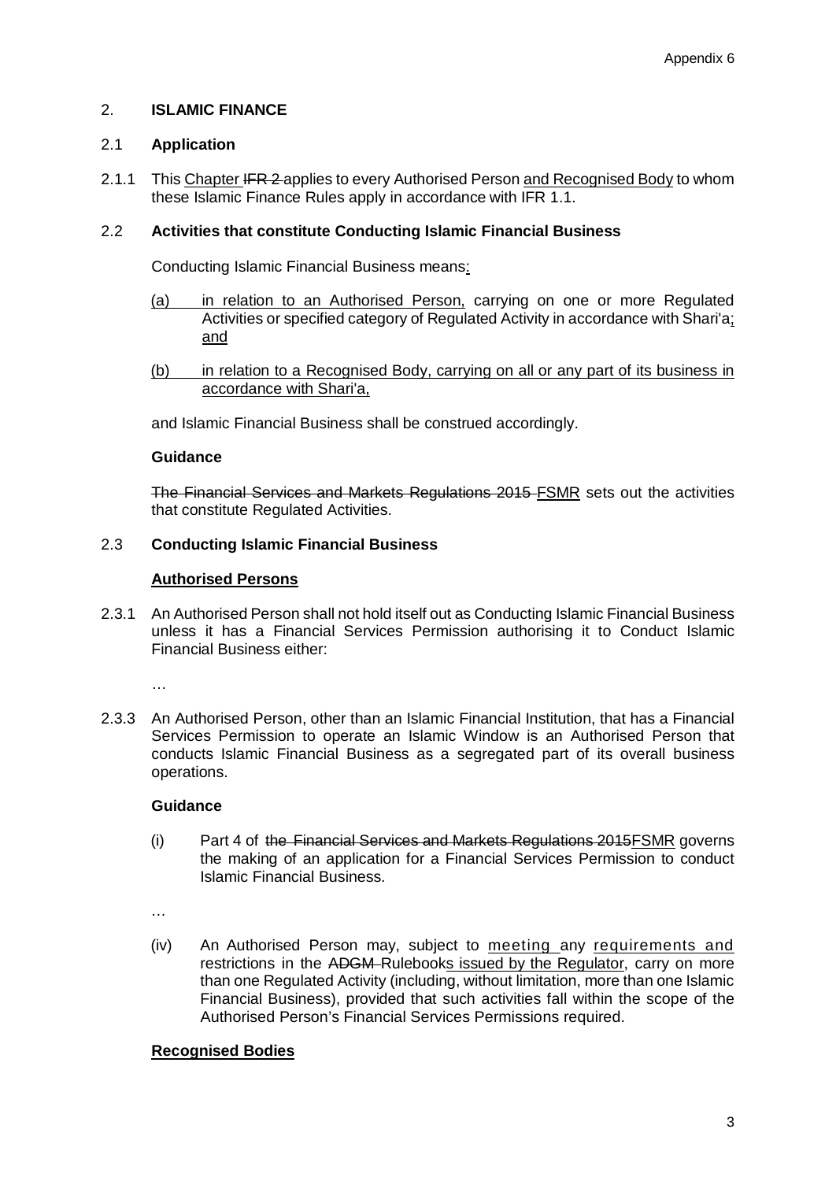## 2. ISLAMIC FINANCE

### 2.1 Application

2.1.1 This Chapter IFR 2 applies to every Authorised Person and Recognised Body to whom these Islamic Finance Rules apply in accordance with IFR 1.1.

### 2.2 Activities that constitute Conducting Islamic Financial Business

Conducting Islamic Financial Business means:

(a) in relation to an Authorised Person, carrying on one or more Regulated Activities or specified category of Regulated Activity in accordance with Shari'a; and

(b) in relation to a Recognised Body, carrying on all or any part of its business in accordance with Shari'a,

and Islamic Financial Business shall be construed accordingly.

**Guidance**

The Financial Services and Markets Regulations 2015 FSMR sets out the activities that constitute Regulated Activities.

### 2.3 Conducting Islamic Financial Business

**Authorised Persons**

2.3.1 An Authorised Person shall not hold itself out as Conducting Islamic Financial Business unless it has a Financial Services Permission authorising it to Conduct Islamic Financial Business either:

…

2.3.3 An Authorised Person, other than an Islamic Financial Institution, that has a Financial Services Permission to operate an Islamic Window is an Authorised Person that conducts Islamic Financial Business as a segregated part of its overall business operations.

**Guidance**

(i) Part 4 of the Financial Services and Markets Regulations 2015FSMR governs the making of an application for a Financial Services Permission to conduct Islamic Financial Business.

…

(iv) An Authorised Person may, subject to meeting any requirements and restrictions in the ADGM Rulebooks issued by the Regulator, carry on more than one Regulated Activity (including, without limitation, more than one Islamic Financial Business), provided that such activities fall within the scope of the Authorised Person's Financial Services Permissions required.

**Recognised Bodies**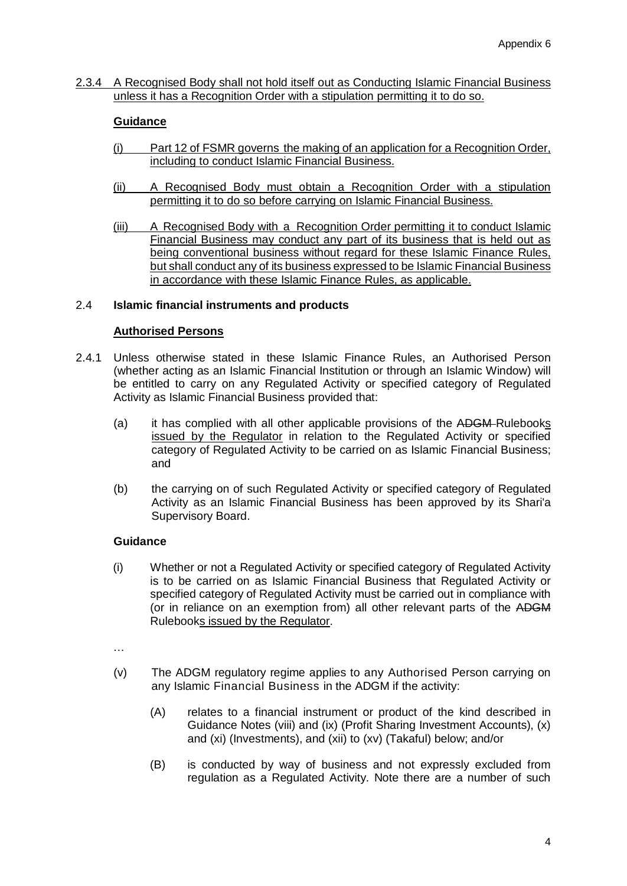2.3.4 A Recognised Body shall not hold itself out as Conducting Islamic Financial Business unless it has a Recognition Order with a stipulation permitting it to do so.

**Guidance**

(i) Part 12 of FSMR governs the making of an application for a Recognition Order, including to conduct Islamic Financial Business.

(ii) A Recognised Body must obtain a Recognition Order with a stipulation permitting it to do so before carrying on Islamic Financial Business.

(iii) A Recognised Body with a Recognition Order permitting it to conduct Islamic Financial Business may conduct any part of its business that is held out as being conventional business without regard for these Islamic Finance Rules, but shall conduct any of its business expressed to be Islamic Financial Business in accordance with these Islamic Finance Rules, as applicable.

2.4 **Islamic financial instruments and products**

**Authorised Persons**

2.4.1 Unless otherwise stated in these Islamic Finance Rules, an Authorised Person (whether acting as an Islamic Financial Institution or through an Islamic Window) will be entitled to carry on any Regulated Activity or specified category of Regulated Activity as Islamic Financial Business provided that:

(a) it has complied with all other applicable provisions of the ~~ADGM~~ Rulebooks issued by the Regulator in relation to the Regulated Activity or specified category of Regulated Activity to be carried on as Islamic Financial Business; and

(b) the carrying on of such Regulated Activity or specified category of Regulated Activity as an Islamic Financial Business has been approved by its Shari'a Supervisory Board.

**Guidance**

(i) Whether or not a Regulated Activity or specified category of Regulated Activity is to be carried on as Islamic Financial Business that Regulated Activity or specified category of Regulated Activity must be carried out in compliance with (or in reliance on an exemption from) all other relevant parts of the ~~ADGM~~ Rulebooks issued by the Regulator.

…

(v) The ADGM regulatory regime applies to any Authorised Person carrying on any Islamic Financial Business in the ADGM if the activity:

(A) relates to a financial instrument or product of the kind described in Guidance Notes (viii) and (ix) (Profit Sharing Investment Accounts), (x) and (xi) (Investments), and (xii) to (xv) (Takaful) below; and/or

(B) is conducted by way of business and not expressly excluded from regulation as a Regulated Activity. Note there are a number of such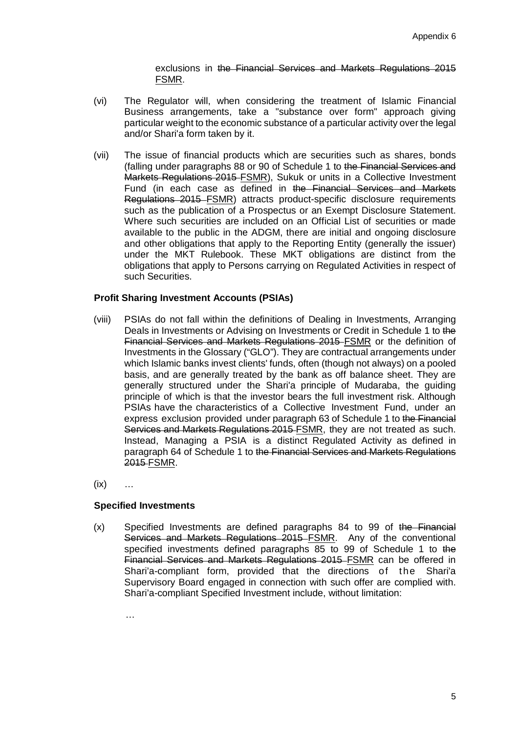exclusions in ~~the Financial Services and Markets Regulations 2015~~ <u>FSMR</u>.

(vi) The Regulator will, when considering the treatment of Islamic Financial Business arrangements, take a "substance over form" approach giving particular weight to the economic substance of a particular activity over the legal and/or Shari'a form taken by it.

(vii) The issue of financial products which are securities such as shares, bonds (falling under paragraphs 88 or 90 of Schedule 1 to ~~the Financial Services and Markets Regulations 2015~~ <u>FSMR</u>), Sukuk or units in a Collective Investment Fund (in each case as defined in ~~the Financial Services and Markets Regulations 2015~~ <u>FSMR</u>) attracts product-specific disclosure requirements such as the publication of a Prospectus or an Exempt Disclosure Statement. Where such securities are included on an Official List of securities or made available to the public in the ADGM, there are initial and ongoing disclosure and other obligations that apply to the Reporting Entity (generally the issuer) under the MKT Rulebook. These MKT obligations are distinct from the obligations that apply to Persons carrying on Regulated Activities in respect of such Securities.

**Profit Sharing Investment Accounts (PSIAs)**

(viii) PSIAs do not fall within the definitions of Dealing in Investments, Arranging Deals in Investments or Advising on Investments or Credit in Schedule 1 to ~~the Financial Services and Markets Regulations 2015~~ <u>FSMR</u> or the definition of Investments in the Glossary ("GLO"). They are contractual arrangements under which Islamic banks invest clients' funds, often (though not always) on a pooled basis, and are generally treated by the bank as off balance sheet. They are generally structured under the Shari'a principle of Mudaraba, the guiding principle of which is that the investor bears the full investment risk. Although PSIAs have the characteristics of a Collective Investment Fund, under an express exclusion provided under paragraph 63 of Schedule 1 to ~~the Financial Services and Markets Regulations 2015~~ <u>FSMR</u>, they are not treated as such. Instead, Managing a PSIA is a distinct Regulated Activity as defined in paragraph 64 of Schedule 1 to ~~the Financial Services and Markets Regulations 2015~~ <u>FSMR</u>.

(ix) …

**Specified Investments**

(x) Specified Investments are defined paragraphs 84 to 99 of ~~the Financial Services and Markets Regulations 2015~~ <u>FSMR</u>. Any of the conventional specified investments defined paragraphs 85 to 99 of Schedule 1 to ~~the Financial Services and Markets Regulations 2015~~ <u>FSMR</u> can be offered in Shari'a-compliant form, provided that the directions of the Shari'a Supervisory Board engaged in connection with such offer are complied with. Shari'a-compliant Specified Investment include, without limitation:

…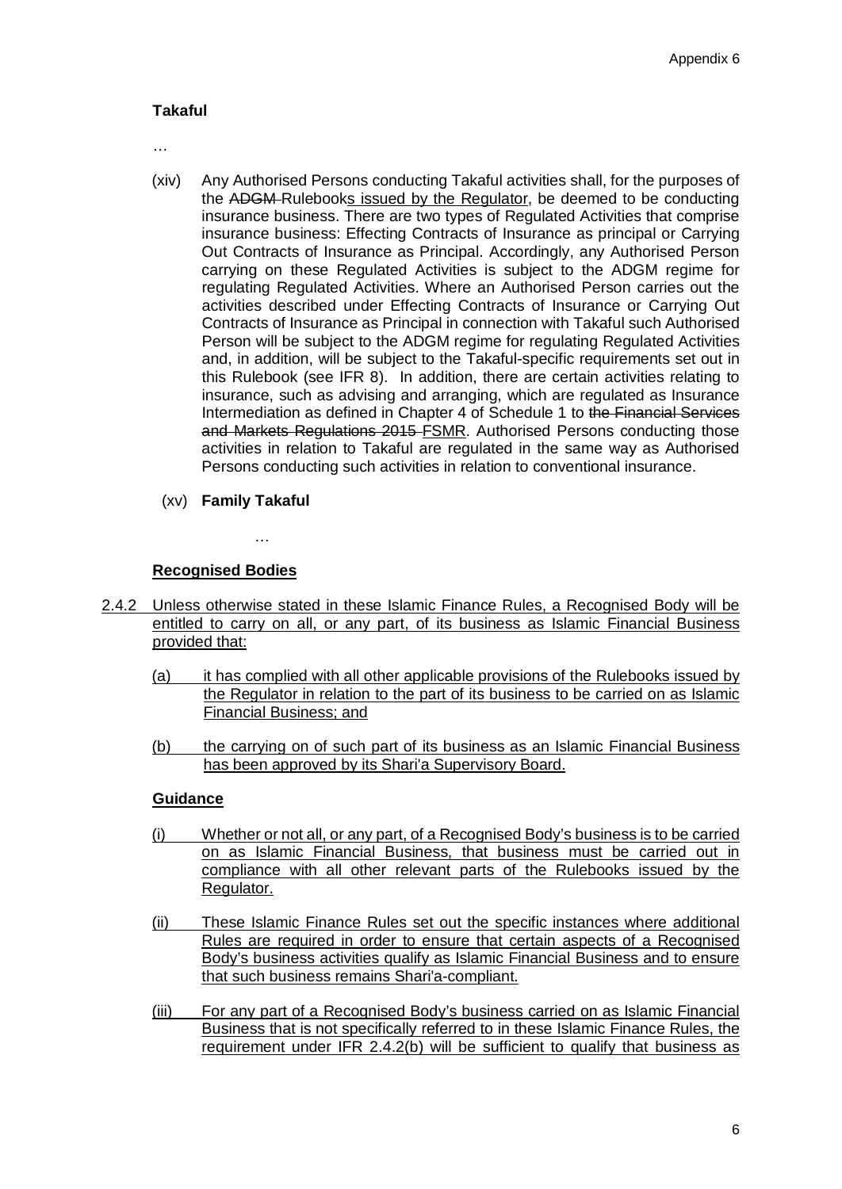**Takaful**

…

(xiv) Any Authorised Persons conducting Takaful activities shall, for the purposes of the ~~ADGM~~ Rulebooks issued by the Regulator, be deemed to be conducting insurance business. There are two types of Regulated Activities that comprise insurance business: Effecting Contracts of Insurance as principal or Carrying Out Contracts of Insurance as Principal. Accordingly, any Authorised Person carrying on these Regulated Activities is subject to the ADGM regime for regulating Regulated Activities. Where an Authorised Person carries out the activities described under Effecting Contracts of Insurance or Carrying Out Contracts of Insurance as Principal in connection with Takaful such Authorised Person will be subject to the ADGM regime for regulating Regulated Activities and, in addition, will be subject to the Takaful-specific requirements set out in this Rulebook (see IFR 8). In addition, there are certain activities relating to insurance, such as advising and arranging, which are regulated as Insurance Intermediation as defined in Chapter 4 of Schedule 1 to ~~the Financial Services and Markets Regulations 2015~~ FSMR. Authorised Persons conducting those activities in relation to Takaful are regulated in the same way as Authorised Persons conducting such activities in relation to conventional insurance.

(xv) **Family Takaful**

…

**Recognised Bodies**

2.4.2 Unless otherwise stated in these Islamic Finance Rules, a Recognised Body will be entitled to carry on all, or any part, of its business as Islamic Financial Business provided that:

(a) it has complied with all other applicable provisions of the Rulebooks issued by the Regulator in relation to the part of its business to be carried on as Islamic Financial Business; and

(b) the carrying on of such part of its business as an Islamic Financial Business has been approved by its Shari'a Supervisory Board.

**Guidance**

(i) Whether or not all, or any part, of a Recognised Body's business is to be carried on as Islamic Financial Business, that business must be carried out in compliance with all other relevant parts of the Rulebooks issued by the Regulator.

(ii) These Islamic Finance Rules set out the specific instances where additional Rules are required in order to ensure that certain aspects of a Recognised Body's business activities qualify as Islamic Financial Business and to ensure that such business remains Shari'a-compliant.

(iii) For any part of a Recognised Body's business carried on as Islamic Financial Business that is not specifically referred to in these Islamic Finance Rules, the requirement under IFR 2.4.2(b) will be sufficient to qualify that business as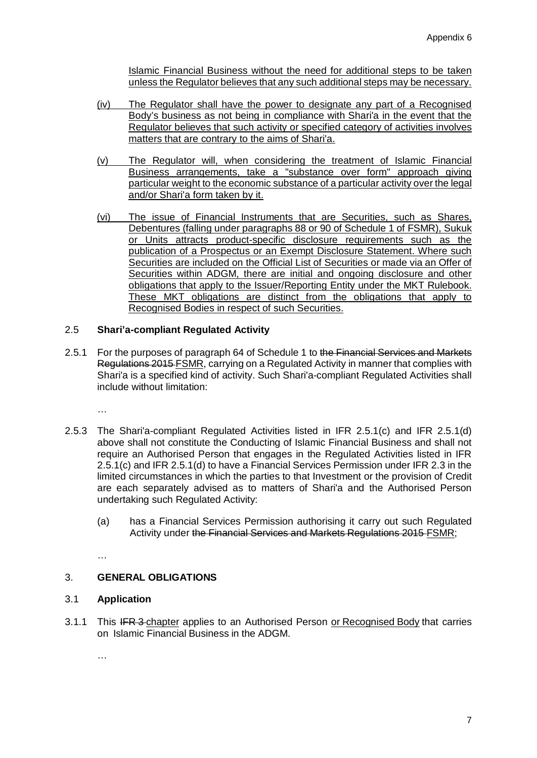<u>Islamic Financial Business without the need for additional steps to be taken unless the Regulator believes that any such additional steps may be necessary.</u>

<u>(iv) The Regulator shall have the power to designate any part of a Recognised Body's business as not being in compliance with Shari'a in the event that the Regulator believes that such activity or specified category of activities involves matters that are contrary to the aims of Shari'a.</u>

<u>(v) The Regulator will, when considering the treatment of Islamic Financial Business arrangements, take a "substance over form" approach giving particular weight to the economic substance of a particular activity over the legal and/or Shari'a form taken by it.</u>

<u>(vi) The issue of Financial Instruments that are Securities, such as Shares, Debentures (falling under paragraphs 88 or 90 of Schedule 1 of FSMR), Sukuk or Units attracts product-specific disclosure requirements such as the publication of a Prospectus or an Exempt Disclosure Statement. Where such Securities are included on the Official List of Securities or made via an Offer of Securities within ADGM, there are initial and ongoing disclosure and other obligations that apply to the Issuer/Reporting Entity under the MKT Rulebook. These MKT obligations are distinct from the obligations that apply to Recognised Bodies in respect of such Securities.</u>

## 2.5 **Shari'a-compliant Regulated Activity**

2.5.1 For the purposes of paragraph 64 of Schedule 1 to ~~the Financial Services and Markets Regulations 2015~~ <u>FSMR</u>, carrying on a Regulated Activity in manner that complies with Shari'a is a specified kind of activity. Such Shari'a-compliant Regulated Activities shall include without limitation:

…

2.5.3 The Shari'a-compliant Regulated Activities listed in IFR 2.5.1(c) and IFR 2.5.1(d) above shall not constitute the Conducting of Islamic Financial Business and shall not require an Authorised Person that engages in the Regulated Activities listed in IFR 2.5.1(c) and IFR 2.5.1(d) to have a Financial Services Permission under IFR 2.3 in the limited circumstances in which the parties to that Investment or the provision of Credit are each separately advised as to matters of Shari'a and the Authorised Person undertaking such Regulated Activity:

(a) has a Financial Services Permission authorising it carry out such Regulated Activity under ~~the Financial Services and Markets Regulations 2015~~ <u>FSMR</u>;

…

## 3. **GENERAL OBLIGATIONS**

## 3.1 **Application**

3.1.1 This ~~IFR 3~~ <u>chapter</u> applies to an Authorised Person <u>or Recognised Body</u> that carries on Islamic Financial Business in the ADGM.

…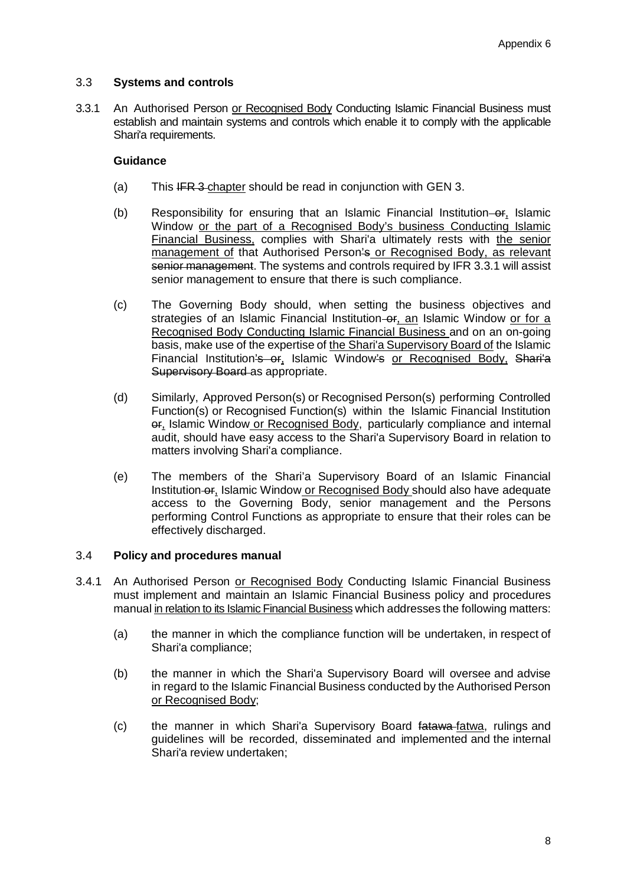### 3.3 **Systems and controls**

3.3.1 An Authorised Person <u>or Recognised Body</u> Conducting Islamic Financial Business must establish and maintain systems and controls which enable it to comply with the applicable Shari'a requirements.

**Guidance**

(a) This ~~IFR 3~~ <u>chapter</u> should be read in conjunction with GEN 3.

(b) Responsibility for ensuring that an Islamic Financial Institution ~~or~~<u>,</u> Islamic Window <u>or the part of a Recognised Body's business Conducting Islamic Financial Business,</u> complies with Shari'a ultimately rests with <u>the senior management of</u> that Authorised Person~~'s~~ <u>or Recognised Body, as relevant</u> ~~senior management~~. The systems and controls required by IFR 3.3.1 will assist senior management to ensure that there is such compliance.

(c) The Governing Body should, when setting the business objectives and strategies of an Islamic Financial Institution ~~or~~<u>, an</u> Islamic Window <u>or for a Recognised Body Conducting Islamic Financial Business</u> and on an on-going basis, make use of the expertise of <u>the Shari'a Supervisory Board of</u> the Islamic Financial Institution~~'s or~~<u>,</u> Islamic Window~~'s~~ <u>or Recognised Body,</u> ~~Shari'a Supervisory Board~~ as appropriate.

(d) Similarly, Approved Person(s) or Recognised Person(s) performing Controlled Function(s) or Recognised Function(s) within the Islamic Financial Institution ~~or~~<u>,</u> Islamic Window <u>or Recognised Body</u>, particularly compliance and internal audit, should have easy access to the Shari'a Supervisory Board in relation to matters involving Shari'a compliance.

(e) The members of the Shari'a Supervisory Board of an Islamic Financial Institution ~~or~~<u>,</u> Islamic Window <u>or Recognised Body</u> should also have adequate access to the Governing Body, senior management and the Persons performing Control Functions as appropriate to ensure that their roles can be effectively discharged.

### 3.4 **Policy and procedures manual**

3.4.1 An Authorised Person <u>or Recognised Body</u> Conducting Islamic Financial Business must implement and maintain an Islamic Financial Business policy and procedures manual <u>in relation to its Islamic Financial Business</u> which addresses the following matters:

(a) the manner in which the compliance function will be undertaken, in respect of Shari'a compliance;

(b) the manner in which the Shari'a Supervisory Board will oversee and advise in regard to the Islamic Financial Business conducted by the Authorised Person <u>or Recognised Body</u>;

(c) the manner in which Shari'a Supervisory Board ~~fatawa~~ <u>fatwa</u>, rulings and guidelines will be recorded, disseminated and implemented and the internal Shari'a review undertaken;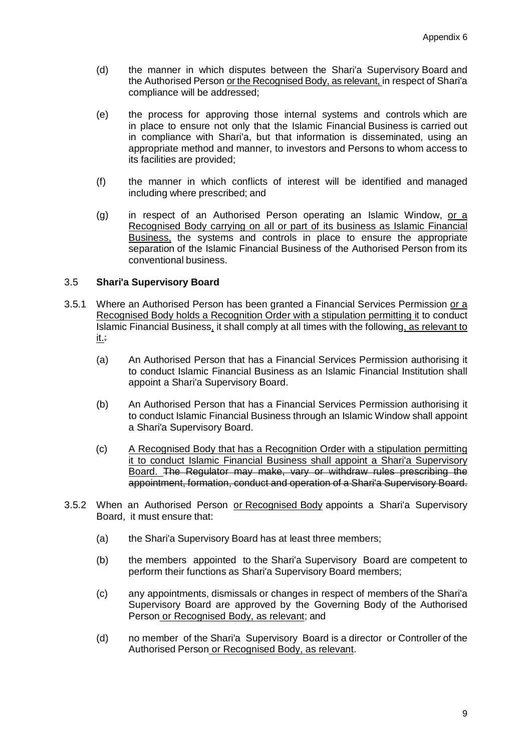(d) the manner in which disputes between the Shari'a Supervisory Board and the Authorised Person or the Recognised Body, as relevant, in respect of Shari'a compliance will be addressed;

(e) the process for approving those internal systems and controls which are in place to ensure not only that the Islamic Financial Business is carried out in compliance with Shari'a, but that information is disseminated, using an appropriate method and manner, to investors and Persons to whom access to its facilities are provided;

(f) the manner in which conflicts of interest will be identified and managed including where prescribed; and

(g) in respect of an Authorised Person operating an Islamic Window, or a Recognised Body carrying on all or part of its business as Islamic Financial Business, the systems and controls in place to ensure the appropriate separation of the Islamic Financial Business of the Authorised Person from its conventional business.

### 3.5 Shari'a Supervisory Board

3.5.1 Where an Authorised Person has been granted a Financial Services Permission or a Recognised Body holds a Recognition Order with a stipulation permitting it to conduct Islamic Financial Business, it shall comply at all times with the following, as relevant to it.~~:~~

(a) An Authorised Person that has a Financial Services Permission authorising it to conduct Islamic Financial Business as an Islamic Financial Institution shall appoint a Shari'a Supervisory Board.

(b) An Authorised Person that has a Financial Services Permission authorising it to conduct Islamic Financial Business through an Islamic Window shall appoint a Shari'a Supervisory Board.

(c) A Recognised Body that has a Recognition Order with a stipulation permitting it to conduct Islamic Financial Business shall appoint a Shari'a Supervisory Board. ~~The Regulator may make, vary or withdraw rules prescribing the appointment, formation, conduct and operation of a Shari'a Supervisory Board.~~

3.5.2 When an Authorised Person or Recognised Body appoints a Shari'a Supervisory Board, it must ensure that:

(a) the Shari'a Supervisory Board has at least three members;

(b) the members appointed to the Shari'a Supervisory Board are competent to perform their functions as Shari'a Supervisory Board members;

(c) any appointments, dismissals or changes in respect of members of the Shari'a Supervisory Board are approved by the Governing Body of the Authorised Person or Recognised Body, as relevant; and

(d) no member of the Shari'a Supervisory Board is a director or Controller of the Authorised Person or Recognised Body, as relevant.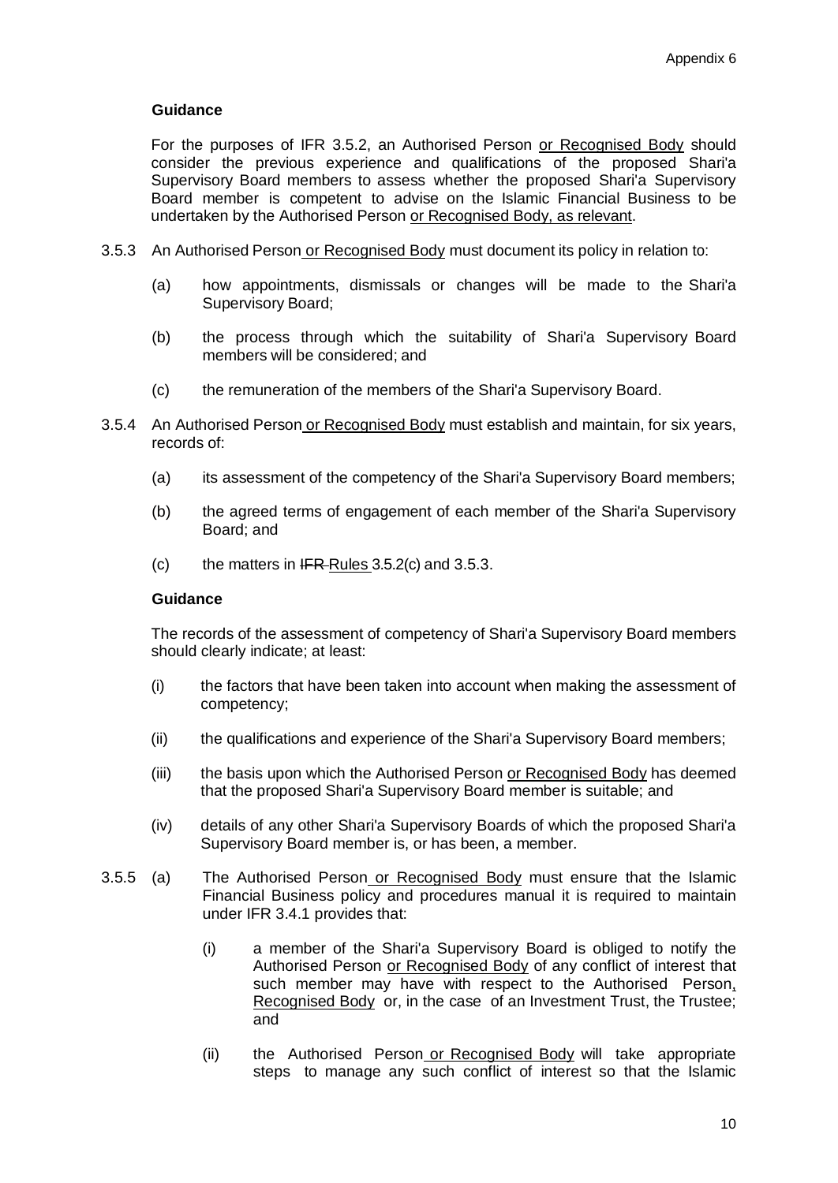**Guidance**

For the purposes of IFR 3.5.2, an Authorised Person or Recognised Body should consider the previous experience and qualifications of the proposed Shari'a Supervisory Board members to assess whether the proposed Shari'a Supervisory Board member is competent to advise on the Islamic Financial Business to be undertaken by the Authorised Person or Recognised Body, as relevant.

3.5.3 An Authorised Person or Recognised Body must document its policy in relation to:

(a) how appointments, dismissals or changes will be made to the Shari'a Supervisory Board;

(b) the process through which the suitability of Shari'a Supervisory Board members will be considered; and

(c) the remuneration of the members of the Shari'a Supervisory Board.

3.5.4 An Authorised Person or Recognised Body must establish and maintain, for six years, records of:

(a) its assessment of the competency of the Shari'a Supervisory Board members;

(b) the agreed terms of engagement of each member of the Shari'a Supervisory Board; and

(c) the matters in ~~IFR~~ Rules 3.5.2(c) and 3.5.3.

**Guidance**

The records of the assessment of competency of Shari'a Supervisory Board members should clearly indicate; at least:

(i) the factors that have been taken into account when making the assessment of competency;

(ii) the qualifications and experience of the Shari'a Supervisory Board members;

(iii) the basis upon which the Authorised Person or Recognised Body has deemed that the proposed Shari'a Supervisory Board member is suitable; and

(iv) details of any other Shari'a Supervisory Boards of which the proposed Shari'a Supervisory Board member is, or has been, a member.

3.5.5 (a) The Authorised Person or Recognised Body must ensure that the Islamic Financial Business policy and procedures manual it is required to maintain under IFR 3.4.1 provides that:

(i) a member of the Shari'a Supervisory Board is obliged to notify the Authorised Person or Recognised Body of any conflict of interest that such member may have with respect to the Authorised Person, Recognised Body or, in the case of an Investment Trust, the Trustee; and

(ii) the Authorised Person or Recognised Body will take appropriate steps to manage any such conflict of interest so that the Islamic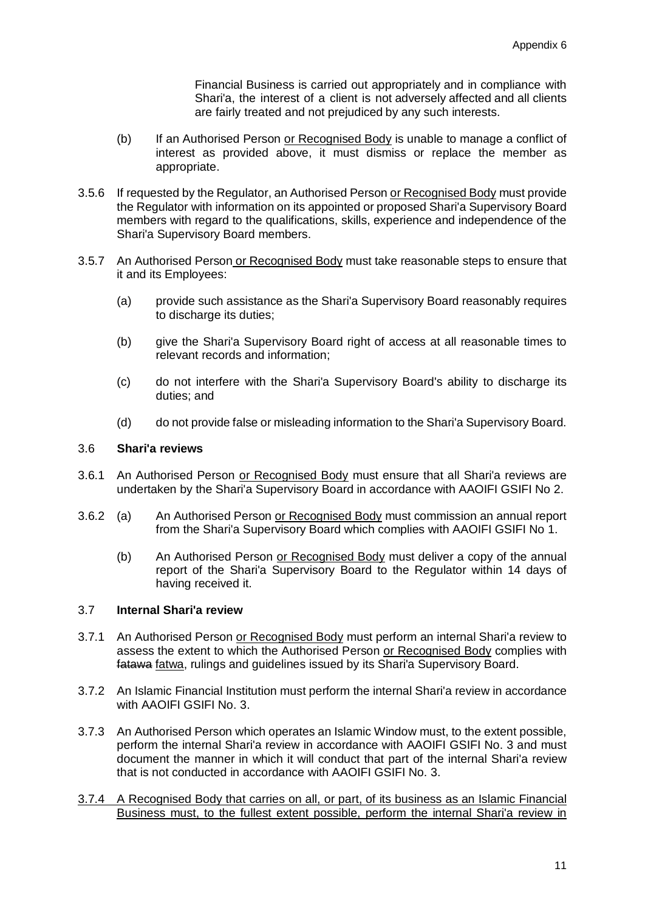Financial Business is carried out appropriately and in compliance with Shari'a, the interest of a client is not adversely affected and all clients are fairly treated and not prejudiced by any such interests.

(b) If an Authorised Person or Recognised Body is unable to manage a conflict of interest as provided above, it must dismiss or replace the member as appropriate.

3.5.6 If requested by the Regulator, an Authorised Person or Recognised Body must provide the Regulator with information on its appointed or proposed Shari'a Supervisory Board members with regard to the qualifications, skills, experience and independence of the Shari'a Supervisory Board members.

3.5.7 An Authorised Person or Recognised Body must take reasonable steps to ensure that it and its Employees:

(a) provide such assistance as the Shari'a Supervisory Board reasonably requires to discharge its duties;

(b) give the Shari'a Supervisory Board right of access at all reasonable times to relevant records and information;

(c) do not interfere with the Shari'a Supervisory Board's ability to discharge its duties; and

(d) do not provide false or misleading information to the Shari'a Supervisory Board.

### 3.6 Shari'a reviews

3.6.1 An Authorised Person or Recognised Body must ensure that all Shari'a reviews are undertaken by the Shari'a Supervisory Board in accordance with AAOIFI GSIFI No 2.

3.6.2 (a) An Authorised Person or Recognised Body must commission an annual report from the Shari'a Supervisory Board which complies with AAOIFI GSIFI No 1.

(b) An Authorised Person or Recognised Body must deliver a copy of the annual report of the Shari'a Supervisory Board to the Regulator within 14 days of having received it.

### 3.7 Internal Shari'a review

3.7.1 An Authorised Person or Recognised Body must perform an internal Shari'a review to assess the extent to which the Authorised Person or Recognised Body complies with ~~fatawa~~ fatwa, rulings and guidelines issued by its Shari'a Supervisory Board.

3.7.2 An Islamic Financial Institution must perform the internal Shari'a review in accordance with AAOIFI GSIFI No. 3.

3.7.3 An Authorised Person which operates an Islamic Window must, to the extent possible, perform the internal Shari'a review in accordance with AAOIFI GSIFI No. 3 and must document the manner in which it will conduct that part of the internal Shari'a review that is not conducted in accordance with AAOIFI GSIFI No. 3.

3.7.4 A Recognised Body that carries on all, or part, of its business as an Islamic Financial Business must, to the fullest extent possible, perform the internal Shari'a review in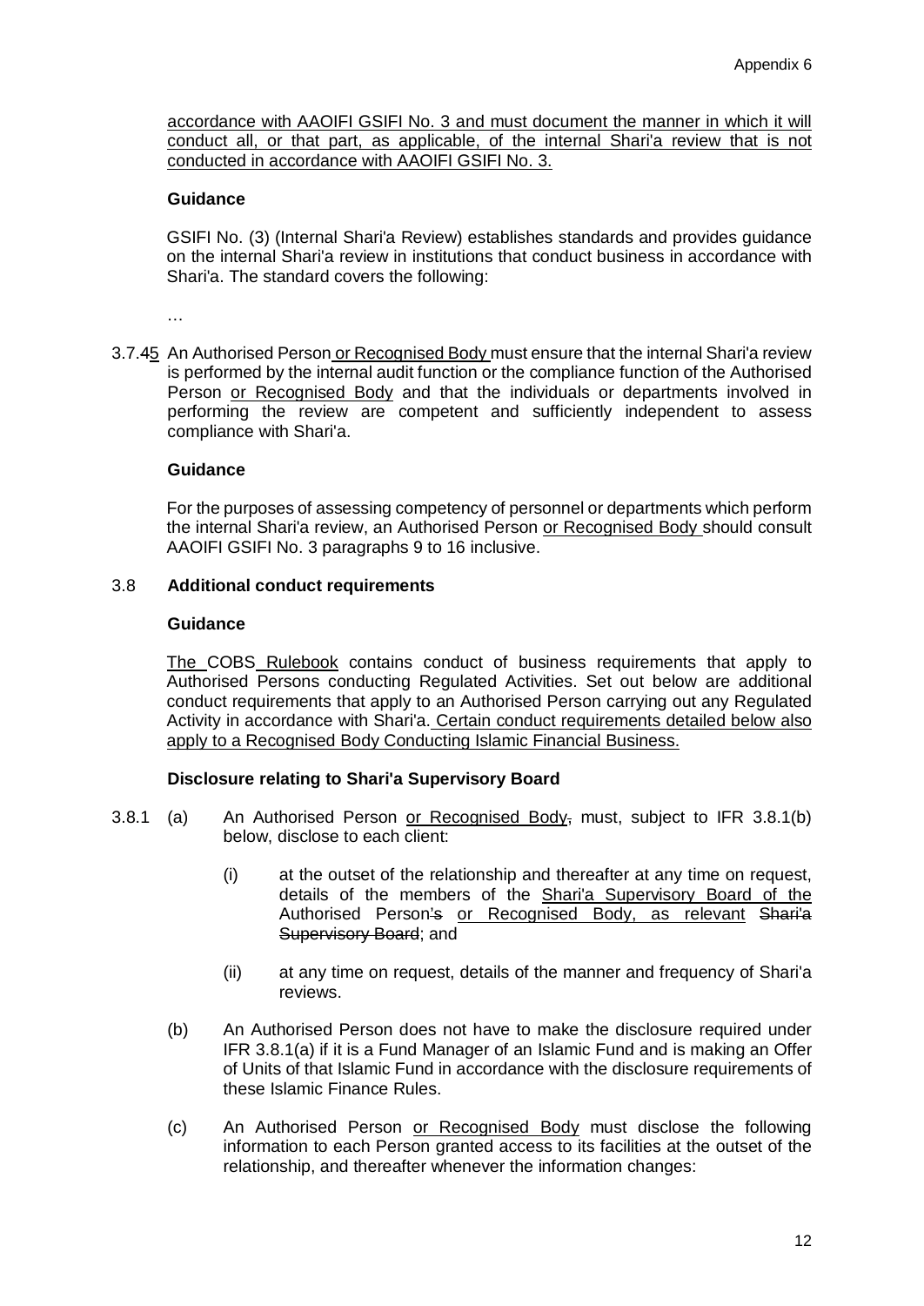accordance with AAOIFI GSIFI No. 3 and must document the manner in which it will conduct all, or that part, as applicable, of the internal Shari'a review that is not conducted in accordance with AAOIFI GSIFI No. 3.

**Guidance**

GSIFI No. (3) (Internal Shari'a Review) establishes standards and provides guidance on the internal Shari'a review in institutions that conduct business in accordance with Shari'a. The standard covers the following:

…

3.7.45 An Authorised Person or Recognised Body must ensure that the internal Shari'a review is performed by the internal audit function or the compliance function of the Authorised Person or Recognised Body and that the individuals or departments involved in performing the review are competent and sufficiently independent to assess compliance with Shari'a.

**Guidance**

For the purposes of assessing competency of personnel or departments which perform the internal Shari'a review, an Authorised Person or Recognised Body should consult AAOIFI GSIFI No. 3 paragraphs 9 to 16 inclusive.

3.8 **Additional conduct requirements**

**Guidance**

The COBS Rulebook contains conduct of business requirements that apply to Authorised Persons conducting Regulated Activities. Set out below are additional conduct requirements that apply to an Authorised Person carrying out any Regulated Activity in accordance with Shari'a. Certain conduct requirements detailed below also apply to a Recognised Body Conducting Islamic Financial Business.

**Disclosure relating to Shari'a Supervisory Board**

3.8.1 (a) An Authorised Person or Recognised Body, must, subject to IFR 3.8.1(b) below, disclose to each client:

(i) at the outset of the relationship and thereafter at any time on request, details of the members of the Shari'a Supervisory Board of the Authorised Person's or Recognised Body, as relevant ~~Shari'a Supervisory Board~~; and

(ii) at any time on request, details of the manner and frequency of Shari'a reviews.

(b) An Authorised Person does not have to make the disclosure required under IFR 3.8.1(a) if it is a Fund Manager of an Islamic Fund and is making an Offer of Units of that Islamic Fund in accordance with the disclosure requirements of these Islamic Finance Rules.

(c) An Authorised Person or Recognised Body must disclose the following information to each Person granted access to its facilities at the outset of the relationship, and thereafter whenever the information changes: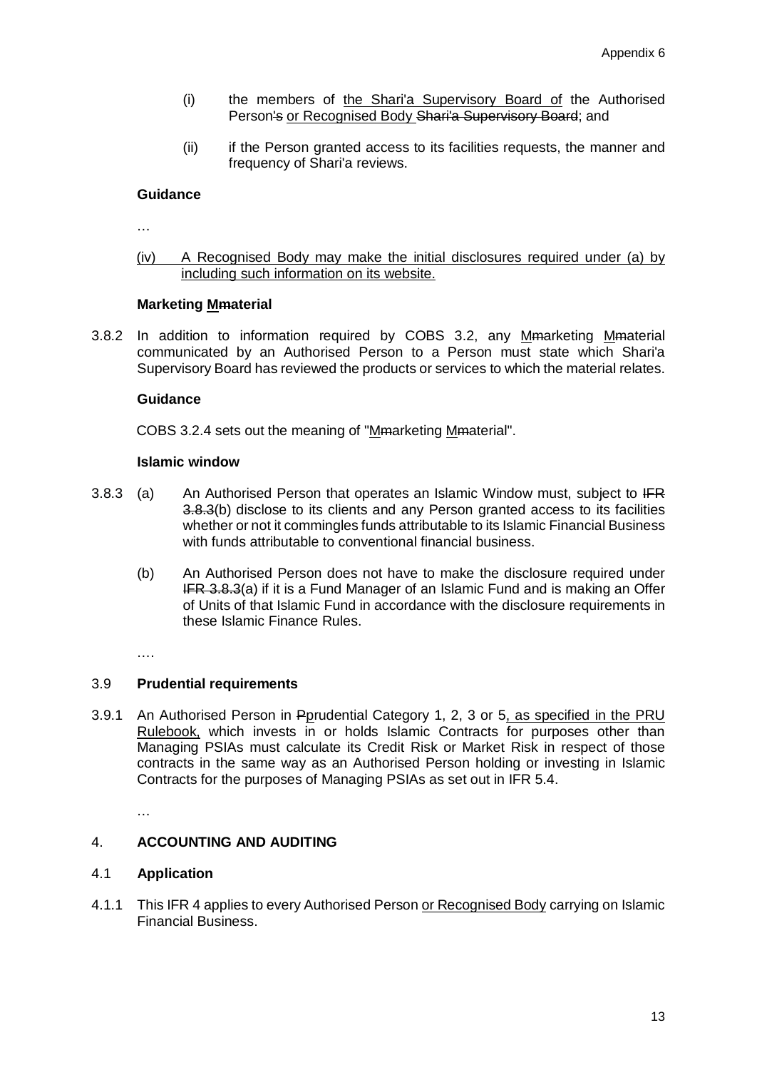(i) the members of the Shari'a Supervisory Board of the Authorised Person's or Recognised Body Shari'a Supervisory Board; and

(ii) if the Person granted access to its facilities requests, the manner and frequency of Shari'a reviews.

**Guidance**

…

(iv) A Recognised Body may make the initial disclosures required under (a) by including such information on its website.

**Marketing Mmaterial**

3.8.2 In addition to information required by COBS 3.2, any Mmarketing Mmaterial communicated by an Authorised Person to a Person must state which Shari'a Supervisory Board has reviewed the products or services to which the material relates.

**Guidance**

COBS 3.2.4 sets out the meaning of "Mmarketing Mmaterial".

**Islamic window**

3.8.3 (a) An Authorised Person that operates an Islamic Window must, subject to IFR 3.8.3(b) disclose to its clients and any Person granted access to its facilities whether or not it commingles funds attributable to its Islamic Financial Business with funds attributable to conventional financial business.

(b) An Authorised Person does not have to make the disclosure required under IFR 3.8.3(a) if it is a Fund Manager of an Islamic Fund and is making an Offer of Units of that Islamic Fund in accordance with the disclosure requirements in these Islamic Finance Rules.

….

### 3.9 Prudential requirements

3.9.1 An Authorised Person in Pprudential Category 1, 2, 3 or 5, as specified in the PRU Rulebook, which invests in or holds Islamic Contracts for purposes other than Managing PSIAs must calculate its Credit Risk or Market Risk in respect of those contracts in the same way as an Authorised Person holding or investing in Islamic Contracts for the purposes of Managing PSIAs as set out in IFR 5.4.

…

## 4. ACCOUNTING AND AUDITING

### 4.1 Application

4.1.1 This IFR 4 applies to every Authorised Person or Recognised Body carrying on Islamic Financial Business.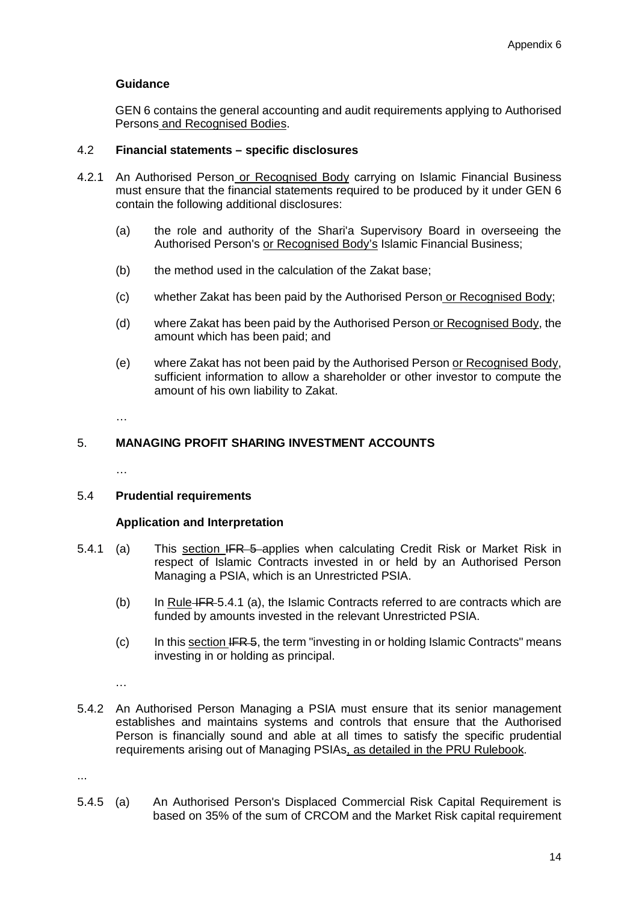**Guidance**

GEN 6 contains the general accounting and audit requirements applying to Authorised Persons and Recognised Bodies.

4.2 **Financial statements – specific disclosures**

4.2.1 An Authorised Person or Recognised Body carrying on Islamic Financial Business must ensure that the financial statements required to be produced by it under GEN 6 contain the following additional disclosures:

(a) the role and authority of the Shari'a Supervisory Board in overseeing the Authorised Person's or Recognised Body's Islamic Financial Business;

(b) the method used in the calculation of the Zakat base;

(c) whether Zakat has been paid by the Authorised Person or Recognised Body;

(d) where Zakat has been paid by the Authorised Person or Recognised Body, the amount which has been paid; and

(e) where Zakat has not been paid by the Authorised Person or Recognised Body, sufficient information to allow a shareholder or other investor to compute the amount of his own liability to Zakat.

…

5. **MANAGING PROFIT SHARING INVESTMENT ACCOUNTS**

…

5.4 **Prudential requirements**

**Application and Interpretation**

5.4.1 (a) This section ~~IFR 5~~ applies when calculating Credit Risk or Market Risk in respect of Islamic Contracts invested in or held by an Authorised Person Managing a PSIA, which is an Unrestricted PSIA.

(b) In Rule ~~IFR~~ 5.4.1 (a), the Islamic Contracts referred to are contracts which are funded by amounts invested in the relevant Unrestricted PSIA.

(c) In this section ~~IFR 5~~, the term "investing in or holding Islamic Contracts" means investing in or holding as principal.

…

5.4.2 An Authorised Person Managing a PSIA must ensure that its senior management establishes and maintains systems and controls that ensure that the Authorised Person is financially sound and able at all times to satisfy the specific prudential requirements arising out of Managing PSIAs, as detailed in the PRU Rulebook.

...

5.4.5 (a) An Authorised Person's Displaced Commercial Risk Capital Requirement is based on 35% of the sum of CRCOM and the Market Risk capital requirement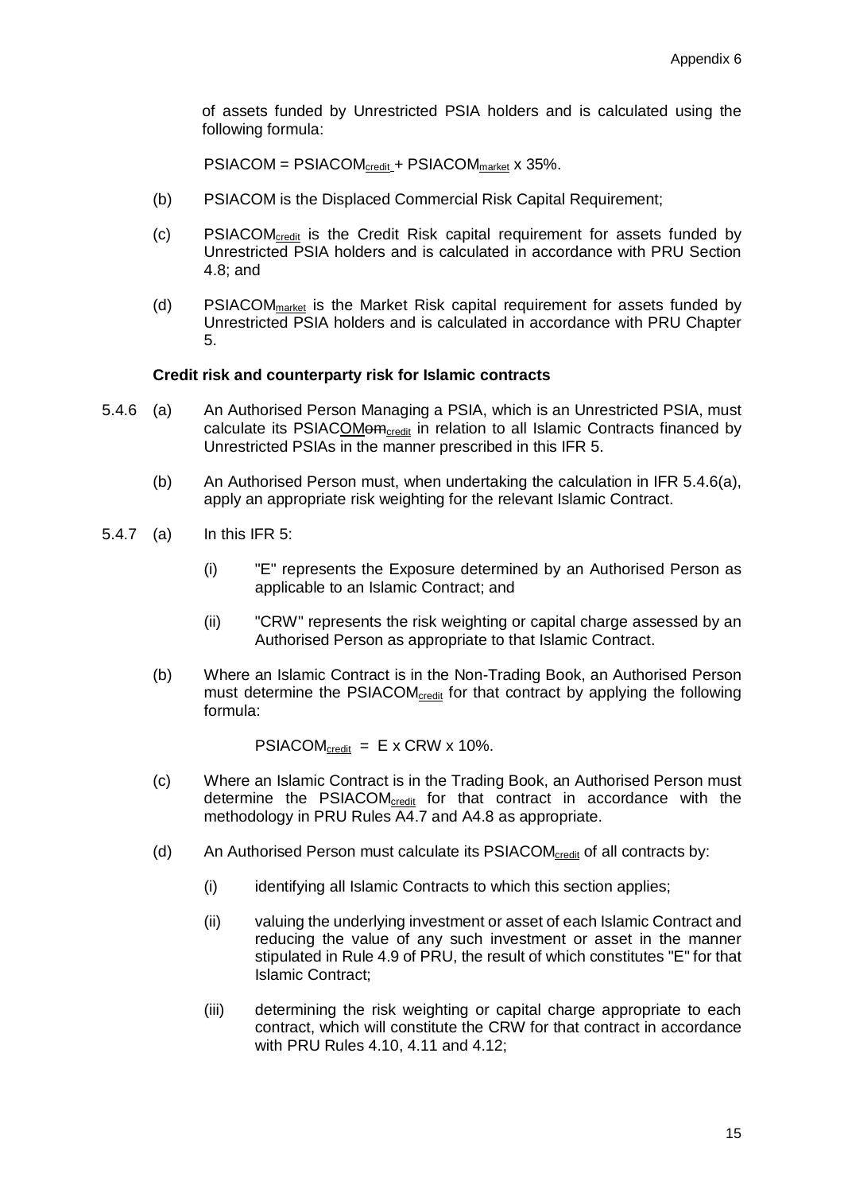of assets funded by Unrestricted PSIA holders and is calculated using the following formula:

$$PSIACOM = PSIACOM_{credit} + PSIACOM_{market} \times 35\%.$$

(b) PSIACOM is the Displaced Commercial Risk Capital Requirement;

(c) $PSIACOM_{credit}$ is the Credit Risk capital requirement for assets funded by Unrestricted PSIA holders and is calculated in accordance with PRU Section 4.8; and

(d) $PSIACOM_{market}$ is the Market Risk capital requirement for assets funded by Unrestricted PSIA holders and is calculated in accordance with PRU Chapter 5.

**Credit risk and counterparty risk for Islamic contracts**

5.4.6 (a) An Authorised Person Managing a PSIA, which is an Unrestricted PSIA, must calculate its PSIACOM~~om~~$_{credit}$ in relation to all Islamic Contracts financed by Unrestricted PSIAs in the manner prescribed in this IFR 5.

(b) An Authorised Person must, when undertaking the calculation in IFR 5.4.6(a), apply an appropriate risk weighting for the relevant Islamic Contract.

5.4.7 (a) In this IFR 5:

(i) "E" represents the Exposure determined by an Authorised Person as applicable to an Islamic Contract; and

(ii) "CRW" represents the risk weighting or capital charge assessed by an Authorised Person as appropriate to that Islamic Contract.

(b) Where an Islamic Contract is in the Non-Trading Book, an Authorised Person must determine the $PSIACOM_{credit}$ for that contract by applying the following formula:

$$PSIACOM_{credit} = E \times CRW \times 10\%.$$

(c) Where an Islamic Contract is in the Trading Book, an Authorised Person must determine the $PSIACOM_{credit}$ for that contract in accordance with the methodology in PRU Rules A4.7 and A4.8 as appropriate.

(d) An Authorised Person must calculate its $PSIACOM_{credit}$ of all contracts by:

(i) identifying all Islamic Contracts to which this section applies;

(ii) valuing the underlying investment or asset of each Islamic Contract and reducing the value of any such investment or asset in the manner stipulated in Rule 4.9 of PRU, the result of which constitutes "E" for that Islamic Contract;

(iii) determining the risk weighting or capital charge appropriate to each contract, which will constitute the CRW for that contract in accordance with PRU Rules 4.10, 4.11 and 4.12;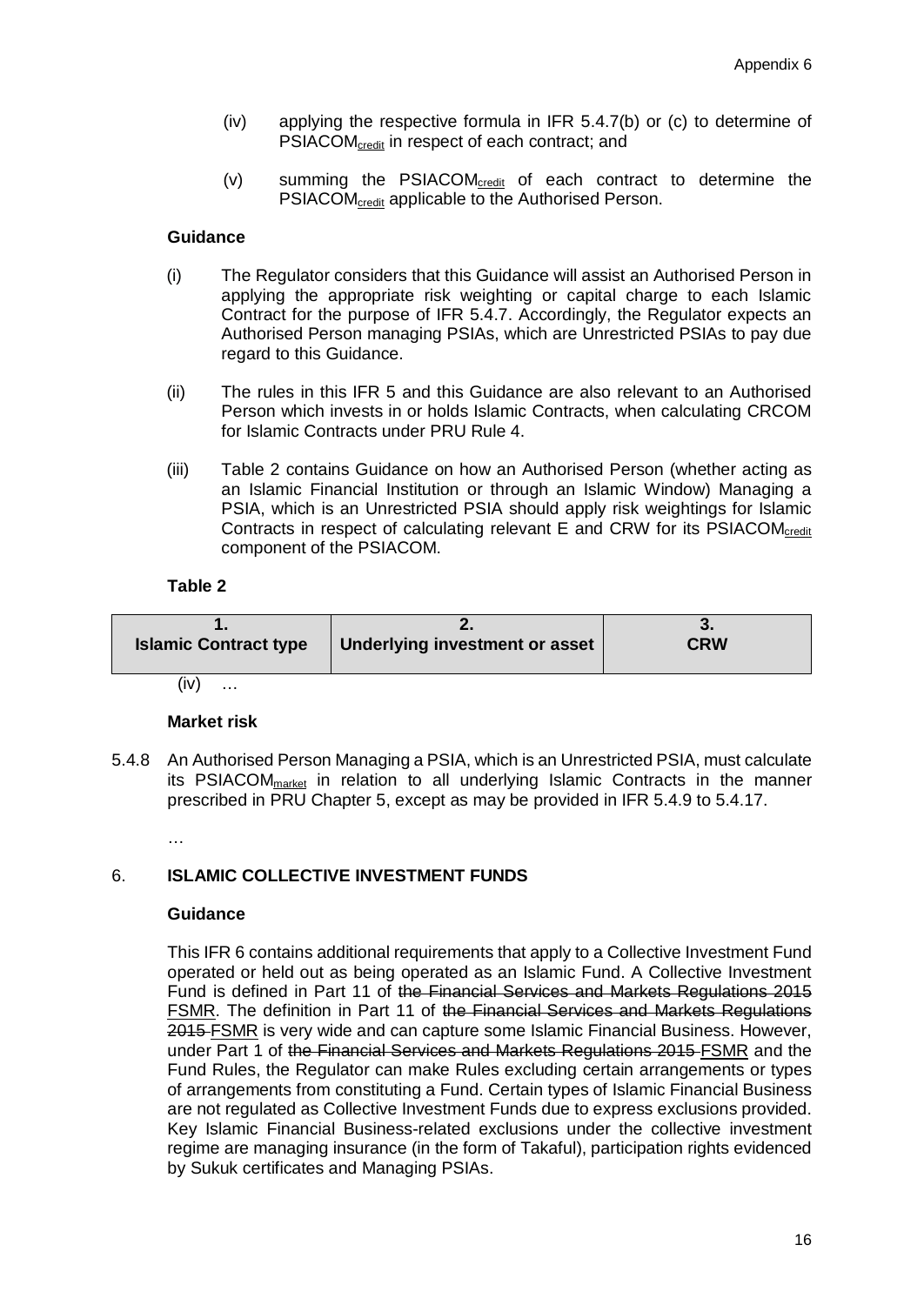(iv) applying the respective formula in IFR 5.4.7(b) or (c) to determine of $PSIACOM_{credit}$ in respect of each contract; and

(v) summing the $PSIACOM_{credit}$ of each contract to determine the $PSIACOM_{credit}$ applicable to the Authorised Person.

**Guidance**

(i) The Regulator considers that this Guidance will assist an Authorised Person in applying the appropriate risk weighting or capital charge to each Islamic Contract for the purpose of IFR 5.4.7. Accordingly, the Regulator expects an Authorised Person managing PSIAs, which are Unrestricted PSIAs to pay due regard to this Guidance.

(ii) The rules in this IFR 5 and this Guidance are also relevant to an Authorised Person which invests in or holds Islamic Contracts, when calculating CRCOM for Islamic Contracts under PRU Rule 4.

(iii) Table 2 contains Guidance on how an Authorised Person (whether acting as an Islamic Financial Institution or through an Islamic Window) Managing a PSIA, which is an Unrestricted PSIA should apply risk weightings for Islamic Contracts in respect of calculating relevant E and CRW for its $PSIACOM_{credit}$ component of the PSIACOM.

**Table 2**

| 1. Islamic Contract type | 2. Underlying investment or asset | 3. CRW |
|---|---|---|

(iv) …

**Market risk**

5.4.8 An Authorised Person Managing a PSIA, which is an Unrestricted PSIA, must calculate its $PSIACOM_{market}$ in relation to all underlying Islamic Contracts in the manner prescribed in PRU Chapter 5, except as may be provided in IFR 5.4.9 to 5.4.17.

…

## 6. ISLAMIC COLLECTIVE INVESTMENT FUNDS

**Guidance**

This IFR 6 contains additional requirements that apply to a Collective Investment Fund operated or held out as being operated as an Islamic Fund. A Collective Investment Fund is defined in Part 11 of ~~the Financial Services and Markets Regulations 2015~~ FSMR. The definition in Part 11 of ~~the Financial Services and Markets Regulations 2015~~ FSMR is very wide and can capture some Islamic Financial Business. However, under Part 1 of ~~the Financial Services and Markets Regulations 2015~~ FSMR and the Fund Rules, the Regulator can make Rules excluding certain arrangements or types of arrangements from constituting a Fund. Certain types of Islamic Financial Business are not regulated as Collective Investment Funds due to express exclusions provided. Key Islamic Financial Business-related exclusions under the collective investment regime are managing insurance (in the form of Takaful), participation rights evidenced by Sukuk certificates and Managing PSIAs.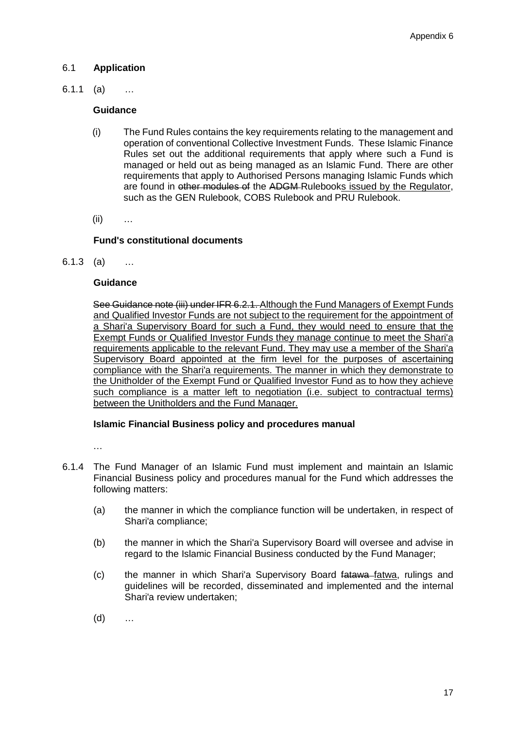6.1 **Application**

6.1.1 (a) …

**Guidance**

(i) The Fund Rules contains the key requirements relating to the management and operation of conventional Collective Investment Funds. These Islamic Finance Rules set out the additional requirements that apply where such a Fund is managed or held out as being managed as an Islamic Fund. There are other requirements that apply to Authorised Persons managing Islamic Funds which are found in ~~other modules of~~ the ~~ADGM~~ Rulebook<u>s issued by the Regulator</u>, such as the GEN Rulebook, COBS Rulebook and PRU Rulebook.

(ii) …

**Fund's constitutional documents**

6.1.3 (a) …

**Guidance**

~~See Guidance note (iii) under IFR 6.2.1.~~ <u>Although the Fund Managers of Exempt Funds and Qualified Investor Funds are not subject to the requirement for the appointment of a Shari'a Supervisory Board for such a Fund, they would need to ensure that the Exempt Funds or Qualified Investor Funds they manage continue to meet the Shari'a requirements applicable to the relevant Fund. They may use a member of the Shari'a Supervisory Board appointed at the firm level for the purposes of ascertaining compliance with the Shari'a requirements. The manner in which they demonstrate to the Unitholder of the Exempt Fund or Qualified Investor Fund as to how they achieve such compliance is a matter left to negotiation (i.e. subject to contractual terms) between the Unitholders and the Fund Manager.</u>

**Islamic Financial Business policy and procedures manual**

…

6.1.4 The Fund Manager of an Islamic Fund must implement and maintain an Islamic Financial Business policy and procedures manual for the Fund which addresses the following matters:

(a) the manner in which the compliance function will be undertaken, in respect of Shari'a compliance;

(b) the manner in which the Shari'a Supervisory Board will oversee and advise in regard to the Islamic Financial Business conducted by the Fund Manager;

(c) the manner in which Shari'a Supervisory Board ~~fatawa~~ <u>fatwa</u>, rulings and guidelines will be recorded, disseminated and implemented and the internal Shari'a review undertaken;

(d) …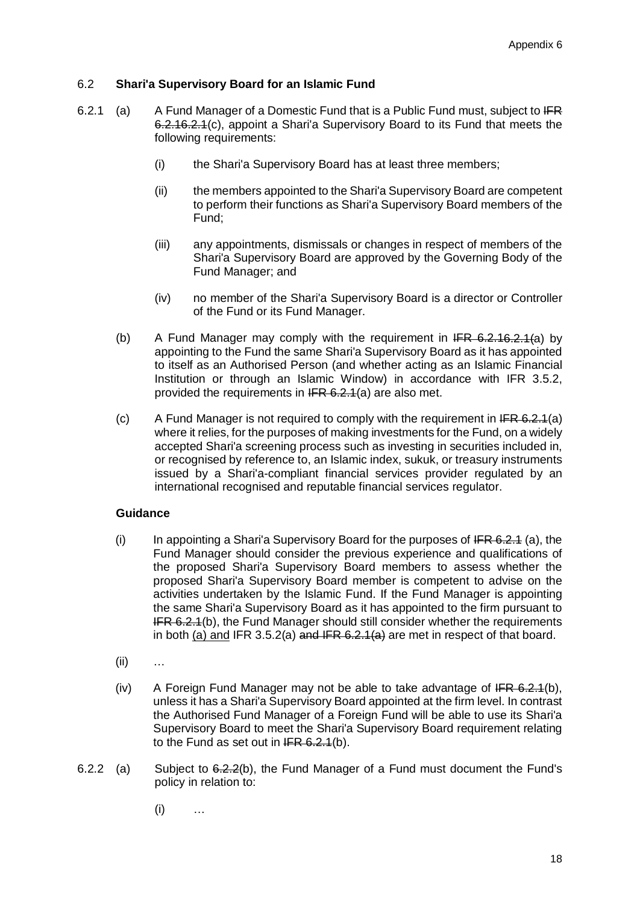## 6.2 **Shari'a Supervisory Board for an Islamic Fund**

6.2.1 (a) A Fund Manager of a Domestic Fund that is a Public Fund must, subject to ~~IFR 6.2.1~~6.2.1(c), appoint a Shari'a Supervisory Board to its Fund that meets the following requirements:

(i) the Shari'a Supervisory Board has at least three members;

(ii) the members appointed to the Shari'a Supervisory Board are competent to perform their functions as Shari'a Supervisory Board members of the Fund;

(iii) any appointments, dismissals or changes in respect of members of the Shari'a Supervisory Board are approved by the Governing Body of the Fund Manager; and

(iv) no member of the Shari'a Supervisory Board is a director or Controller of the Fund or its Fund Manager.

(b) A Fund Manager may comply with the requirement in ~~IFR 6.2.1(~~6.2.1(a) by appointing to the Fund the same Shari'a Supervisory Board as it has appointed to itself as an Authorised Person (and whether acting as an Islamic Financial Institution or through an Islamic Window) in accordance with IFR 3.5.2, provided the requirements in ~~IFR 6.2.1~~(a) are also met.

(c) A Fund Manager is not required to comply with the requirement in ~~IFR 6.2.1~~(a) where it relies, for the purposes of making investments for the Fund, on a widely accepted Shari'a screening process such as investing in securities included in, or recognised by reference to, an Islamic index, sukuk, or treasury instruments issued by a Shari'a-compliant financial services provider regulated by an international recognised and reputable financial services regulator.

**Guidance**

(i) In appointing a Shari'a Supervisory Board for the purposes of ~~IFR 6.2.1~~ (a), the Fund Manager should consider the previous experience and qualifications of the proposed Shari'a Supervisory Board members to assess whether the proposed Shari'a Supervisory Board member is competent to advise on the activities undertaken by the Islamic Fund. If the Fund Manager is appointing the same Shari'a Supervisory Board as it has appointed to the firm pursuant to ~~IFR 6.2.1~~(b), the Fund Manager should still consider whether the requirements in both <u>(a) and</u> IFR 3.5.2(a) ~~and IFR 6.2.1(a)~~ are met in respect of that board.

(ii) …

(iv) A Foreign Fund Manager may not be able to take advantage of ~~IFR 6.2.1~~(b), unless it has a Shari'a Supervisory Board appointed at the firm level. In contrast the Authorised Fund Manager of a Foreign Fund will be able to use its Shari'a Supervisory Board to meet the Shari'a Supervisory Board requirement relating to the Fund as set out in ~~IFR 6.2.1~~(b).

6.2.2 (a) Subject to ~~6.2.2~~(b), the Fund Manager of a Fund must document the Fund's policy in relation to:

(i) …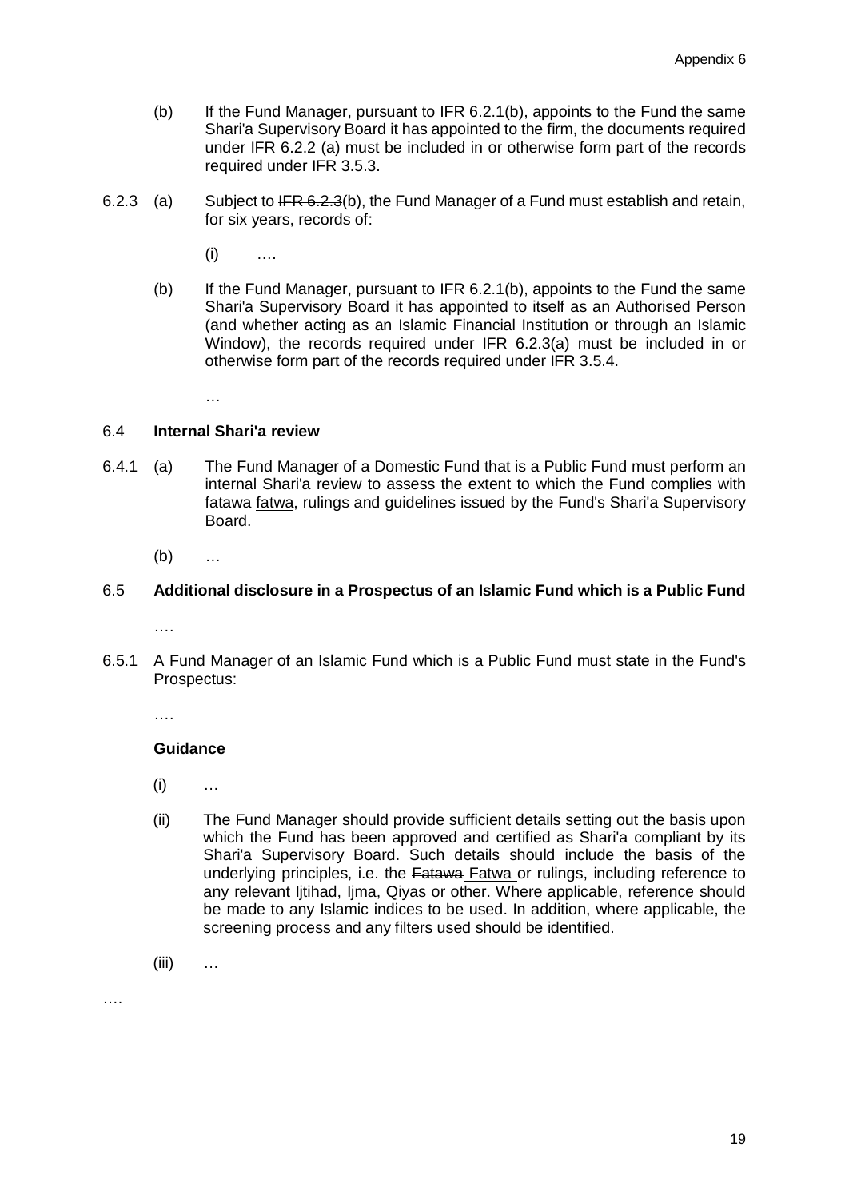(b) If the Fund Manager, pursuant to IFR 6.2.1(b), appoints to the Fund the same Shari'a Supervisory Board it has appointed to the firm, the documents required under ~~IFR 6.2.2~~ (a) must be included in or otherwise form part of the records required under IFR 3.5.3.

6.2.3 (a) Subject to ~~IFR 6.2.3~~(b), the Fund Manager of a Fund must establish and retain, for six years, records of:

(i) ….

(b) If the Fund Manager, pursuant to IFR 6.2.1(b), appoints to the Fund the same Shari'a Supervisory Board it has appointed to itself as an Authorised Person (and whether acting as an Islamic Financial Institution or through an Islamic Window), the records required under ~~IFR 6.2.3~~(a) must be included in or otherwise form part of the records required under IFR 3.5.4.

…

## 6.4 **Internal Shari'a review**

6.4.1 (a) The Fund Manager of a Domestic Fund that is a Public Fund must perform an internal Shari'a review to assess the extent to which the Fund complies with ~~fatawa~~ <u>fatwa</u>, rulings and guidelines issued by the Fund's Shari'a Supervisory Board.

(b) …

## 6.5 **Additional disclosure in a Prospectus of an Islamic Fund which is a Public Fund**

….

6.5.1 A Fund Manager of an Islamic Fund which is a Public Fund must state in the Fund's Prospectus:

….

**Guidance**

(i) …

(ii) The Fund Manager should provide sufficient details setting out the basis upon which the Fund has been approved and certified as Shari'a compliant by its Shari'a Supervisory Board. Such details should include the basis of the underlying principles, i.e. the ~~Fatawa~~ <u>Fatwa</u> or rulings, including reference to any relevant Ijtihad, Ijma, Qiyas or other. Where applicable, reference should be made to any Islamic indices to be used. In addition, where applicable, the screening process and any filters used should be identified.

(iii) …

….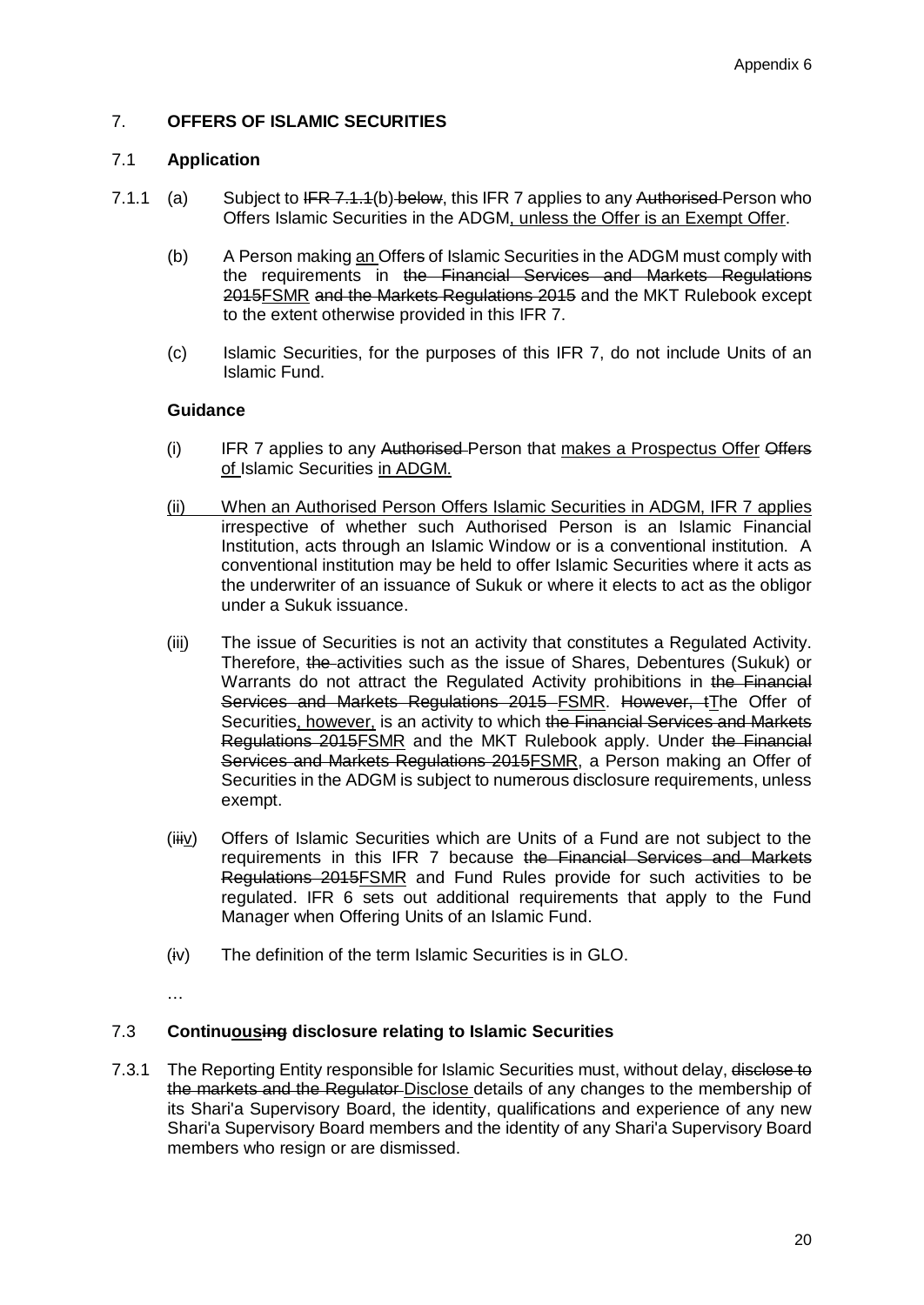## 7. OFFERS OF ISLAMIC SECURITIES

### 7.1 Application

7.1.1 (a) Subject to ~~IFR 7.1.1~~(b) ~~below~~, this IFR 7 applies to any ~~Authorised~~ Person who Offers Islamic Securities in the ADGM, unless the Offer is an Exempt Offer.

(b) A Person making an Offer~~s~~ of Islamic Securities in the ADGM must comply with the requirements in ~~the Financial Services and Markets Regulations 2015~~FSMR ~~and the Markets Regulations 2015~~ and the MKT Rulebook except to the extent otherwise provided in this IFR 7.

(c) Islamic Securities, for the purposes of this IFR 7, do not include Units of an Islamic Fund.

**Guidance**

(i) IFR 7 applies to any ~~Authorised~~ Person that makes a Prospectus Offer ~~Offers~~ of Islamic Securities in ADGM.

(ii) When an Authorised Person Offers Islamic Securities in ADGM, IFR 7 applies irrespective of whether such Authorised Person is an Islamic Financial Institution, acts through an Islamic Window or is a conventional institution. A conventional institution may be held to offer Islamic Securities where it acts as the underwriter of an issuance of Sukuk or where it elects to act as the obligor under a Sukuk issuance.

(iii) The issue of Securities is not an activity that constitutes a Regulated Activity. Therefore, ~~the~~ activities such as the issue of Shares, Debentures (Sukuk) or Warrants do not attract the Regulated Activity prohibitions in ~~the Financial Services and Markets Regulations 2015~~ FSMR. ~~However, t~~The Offer of Securities, however, is an activity to which ~~the Financial Services and Markets Regulations 2015~~FSMR and the MKT Rulebook apply. Under ~~the Financial Services and Markets Regulations 2015~~FSMR, a Person making an Offer of Securities in the ADGM is subject to numerous disclosure requirements, unless exempt.

(i~~ii~~v) Offers of Islamic Securities which are Units of a Fund are not subject to the requirements in this IFR 7 because ~~the Financial Services and Markets Regulations 2015~~FSMR and Fund Rules provide for such activities to be regulated. IFR 6 sets out additional requirements that apply to the Fund Manager when Offering Units of an Islamic Fund.

(~~i~~v) The definition of the term Islamic Securities is in GLO.

…

### 7.3 Continu~~ous~~ing disclosure relating to Islamic Securities

7.3.1 The Reporting Entity responsible for Islamic Securities must, without delay, ~~disclose to the markets and the Regulator~~ Disclose details of any changes to the membership of its Shari'a Supervisory Board, the identity, qualifications and experience of any new Shari'a Supervisory Board members and the identity of any Shari'a Supervisory Board members who resign or are dismissed.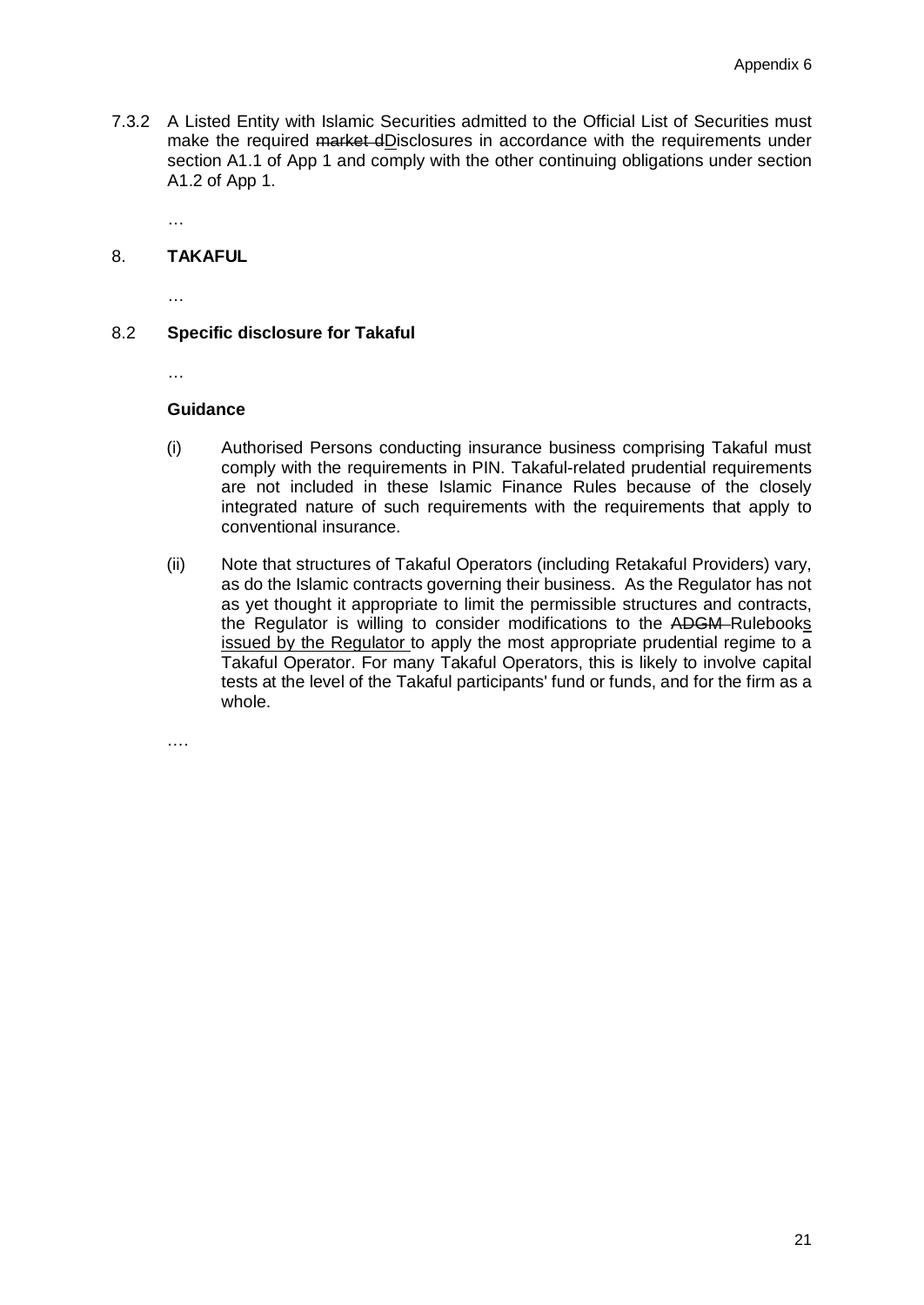7.3.2 A Listed Entity with Islamic Securities admitted to the Official List of Securities must make the required ~~market d~~<u>D</u>isclosures in accordance with the requirements under section A1.1 of App 1 and comply with the other continuing obligations under section A1.2 of App 1.

…

## 8. TAKAFUL

…

### 8.2 Specific disclosure for Takaful

…

**Guidance**

(i) Authorised Persons conducting insurance business comprising Takaful must comply with the requirements in PIN. Takaful-related prudential requirements are not included in these Islamic Finance Rules because of the closely integrated nature of such requirements with the requirements that apply to conventional insurance.

(ii) Note that structures of Takaful Operators (including Retakaful Providers) vary, as do the Islamic contracts governing their business. As the Regulator has not as yet thought it appropriate to limit the permissible structures and contracts, the Regulator is willing to consider modifications to the ~~ADGM~~ Rulebook<u>s issued by the Regulator</u> to apply the most appropriate prudential regime to a Takaful Operator. For many Takaful Operators, this is likely to involve capital tests at the level of the Takaful participants' fund or funds, and for the firm as a whole.

….